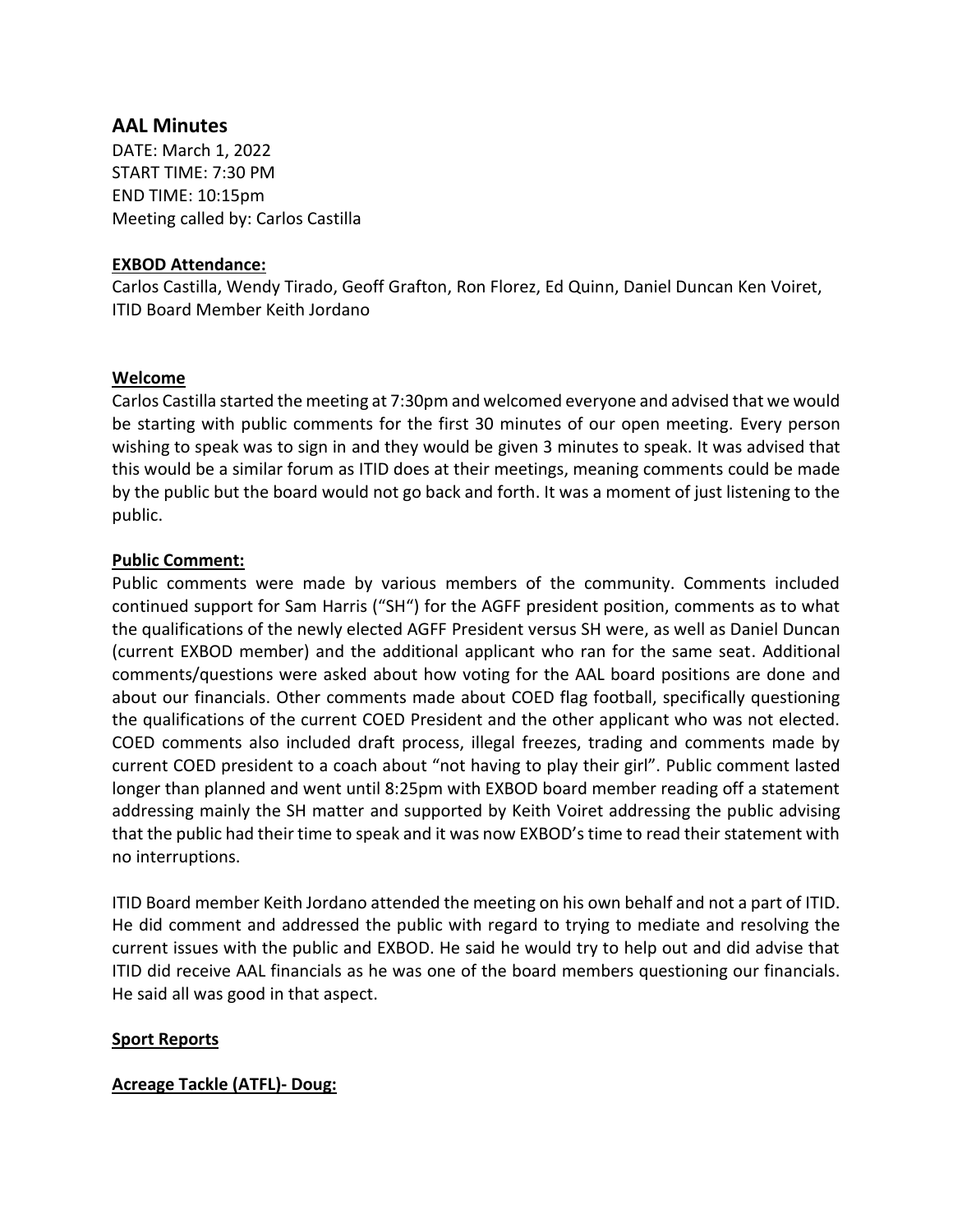## AAL Minutes

DATE: March 1, 2022
START TIME: 7:30 PM
END TIME: 10:15pm
Meeting called by: Carlos Castilla

**EXBOD Attendance:**

Carlos Castilla, Wendy Tirado, Geoff Grafton, Ron Florez, Ed Quinn, Daniel Duncan Ken Voiret, ITID Board Member Keith Jordano

**Welcome**

Carlos Castilla started the meeting at 7:30pm and welcomed everyone and advised that we would be starting with public comments for the first 30 minutes of our open meeting. Every person wishing to speak was to sign in and they would be given 3 minutes to speak. It was advised that this would be a similar forum as ITID does at their meetings, meaning comments could be made by the public but the board would not go back and forth. It was a moment of just listening to the public.

**Public Comment:**

Public comments were made by various members of the community. Comments included continued support for Sam Harris ("SH") for the AGFF president position, comments as to what the qualifications of the newly elected AGFF President versus SH were, as well as Daniel Duncan (current EXBOD member) and the additional applicant who ran for the same seat. Additional comments/questions were asked about how voting for the AAL board positions are done and about our financials. Other comments made about COED flag football, specifically questioning the qualifications of the current COED President and the other applicant who was not elected. COED comments also included draft process, illegal freezes, trading and comments made by current COED president to a coach about "not having to play their girl". Public comment lasted longer than planned and went until 8:25pm with EXBOD board member reading off a statement addressing mainly the SH matter and supported by Keith Voiret addressing the public advising that the public had their time to speak and it was now EXBOD's time to read their statement with no interruptions.

ITID Board member Keith Jordano attended the meeting on his own behalf and not a part of ITID. He did comment and addressed the public with regard to trying to mediate and resolving the current issues with the public and EXBOD. He said he would try to help out and did advise that ITID did receive AAL financials as he was one of the board members questioning our financials. He said all was good in that aspect.

**Sport Reports**

**Acreage Tackle (ATFL)- Doug:**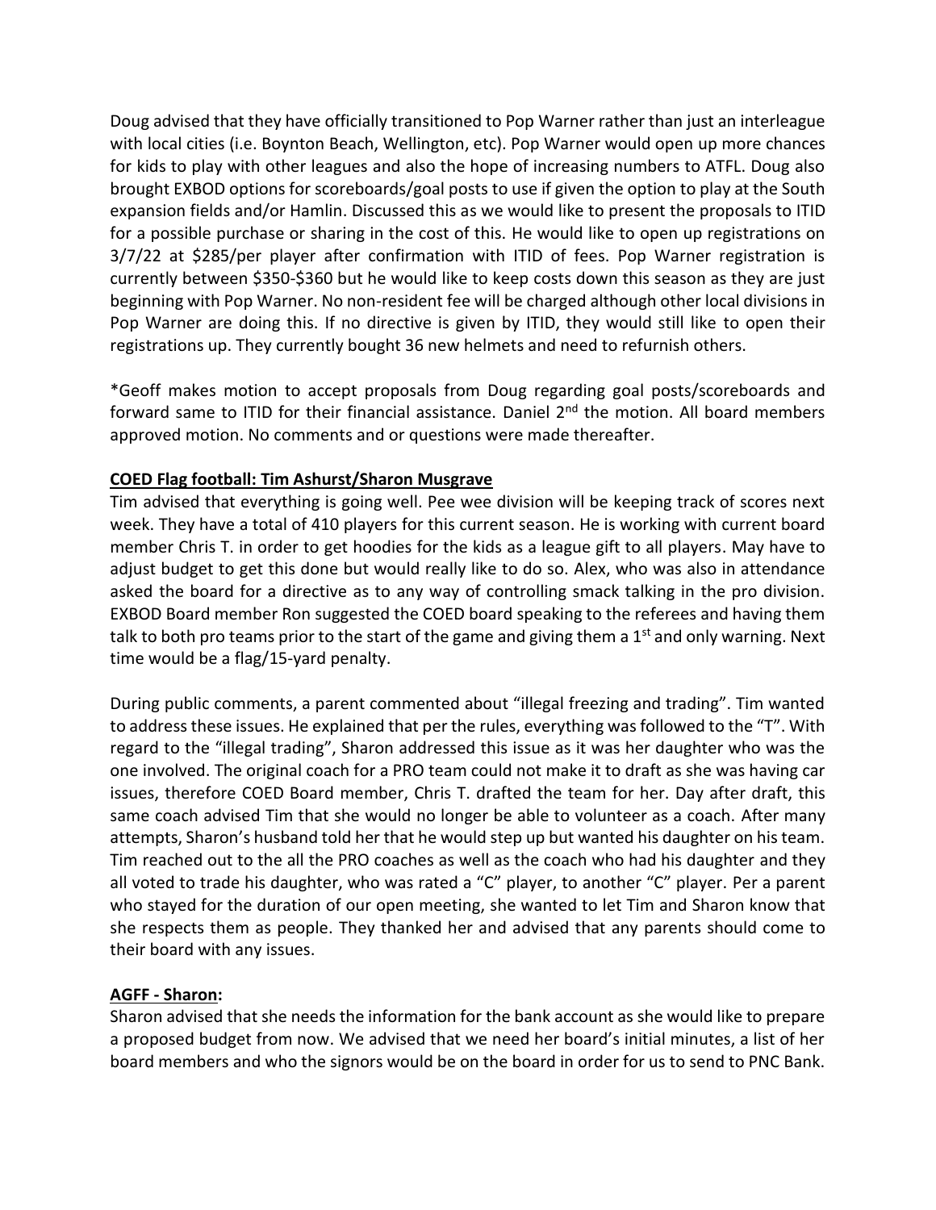Doug advised that they have officially transitioned to Pop Warner rather than just an interleague with local cities (i.e. Boynton Beach, Wellington, etc). Pop Warner would open up more chances for kids to play with other leagues and also the hope of increasing numbers to ATFL. Doug also brought EXBOD options for scoreboards/goal posts to use if given the option to play at the South expansion fields and/or Hamlin. Discussed this as we would like to present the proposals to ITID for a possible purchase or sharing in the cost of this. He would like to open up registrations on 3/7/22 at $285/per player after confirmation with ITID of fees. Pop Warner registration is currently between $350-$360 but he would like to keep costs down this season as they are just beginning with Pop Warner. No non-resident fee will be charged although other local divisions in Pop Warner are doing this. If no directive is given by ITID, they would still like to open their registrations up. They currently bought 36 new helmets and need to refurnish others.

*Geoff makes motion to accept proposals from Doug regarding goal posts/scoreboards and forward same to ITID for their financial assistance. Daniel 2nd the motion. All board members approved motion. No comments and or questions were made thereafter.

**COED Flag football: Tim Ashurst/Sharon Musgrave**

Tim advised that everything is going well. Pee wee division will be keeping track of scores next week. They have a total of 410 players for this current season. He is working with current board member Chris T. in order to get hoodies for the kids as a league gift to all players. May have to adjust budget to get this done but would really like to do so. Alex, who was also in attendance asked the board for a directive as to any way of controlling smack talking in the pro division. EXBOD Board member Ron suggested the COED board speaking to the referees and having them talk to both pro teams prior to the start of the game and giving them a 1st and only warning. Next time would be a flag/15-yard penalty.

During public comments, a parent commented about "illegal freezing and trading". Tim wanted to address these issues. He explained that per the rules, everything was followed to the "T". With regard to the "illegal trading", Sharon addressed this issue as it was her daughter who was the one involved. The original coach for a PRO team could not make it to draft as she was having car issues, therefore COED Board member, Chris T. drafted the team for her. Day after draft, this same coach advised Tim that she would no longer be able to volunteer as a coach. After many attempts, Sharon's husband told her that he would step up but wanted his daughter on his team. Tim reached out to the all the PRO coaches as well as the coach who had his daughter and they all voted to trade his daughter, who was rated a "C" player, to another "C" player. Per a parent who stayed for the duration of our open meeting, she wanted to let Tim and Sharon know that she respects them as people. They thanked her and advised that any parents should come to their board with any issues.

**AGFF - Sharon:**

Sharon advised that she needs the information for the bank account as she would like to prepare a proposed budget from now. We advised that we need her board's initial minutes, a list of her board members and who the signors would be on the board in order for us to send to PNC Bank.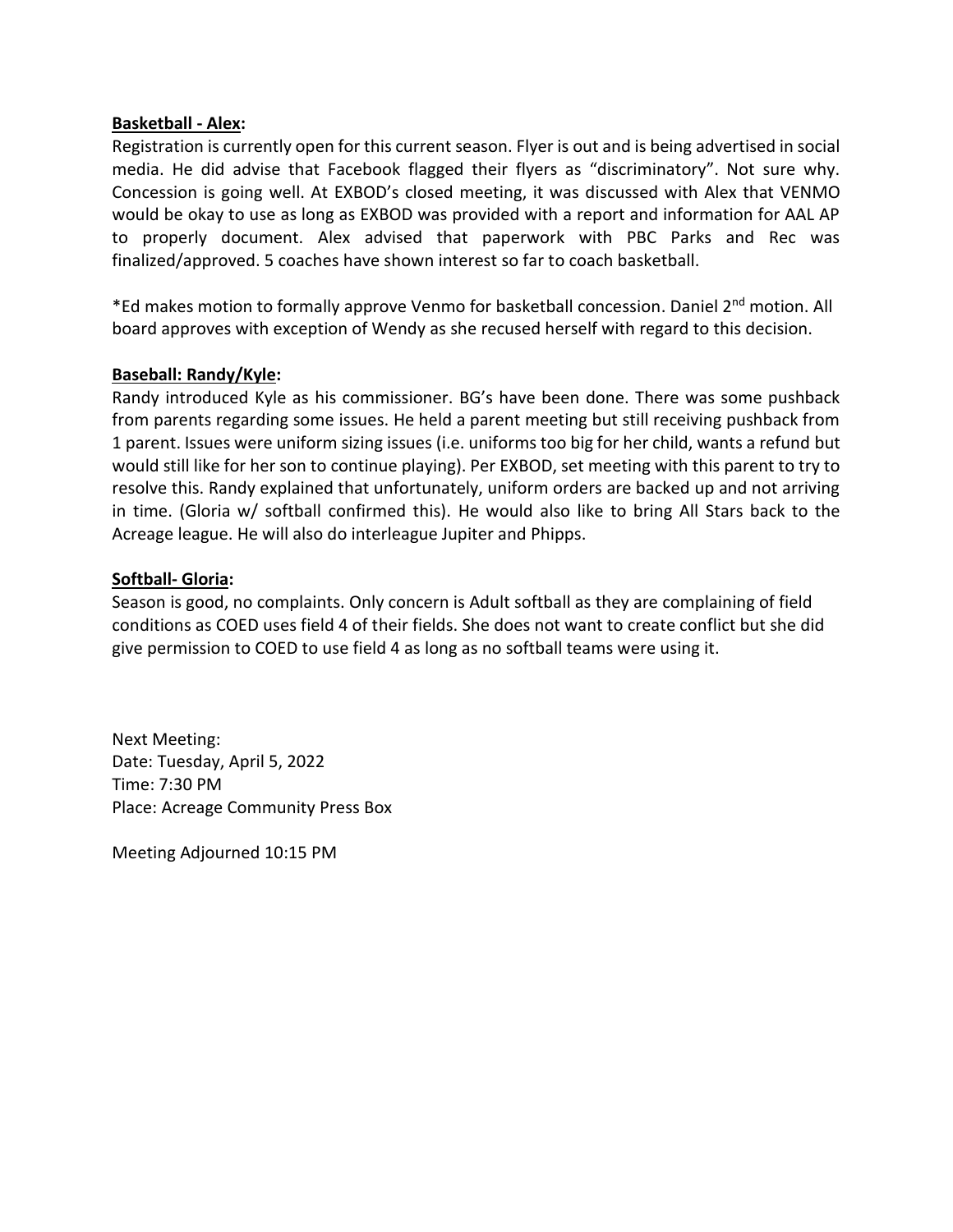**Basketball - Alex:**

Registration is currently open for this current season. Flyer is out and is being advertised in social media. He did advise that Facebook flagged their flyers as "discriminatory". Not sure why. Concession is going well. At EXBOD's closed meeting, it was discussed with Alex that VENMO would be okay to use as long as EXBOD was provided with a report and information for AAL AP to properly document. Alex advised that paperwork with PBC Parks and Rec was finalized/approved. 5 coaches have shown interest so far to coach basketball.

*Ed makes motion to formally approve Venmo for basketball concession. Daniel 2nd motion. All board approves with exception of Wendy as she recused herself with regard to this decision.

**Baseball: Randy/Kyle:**

Randy introduced Kyle as his commissioner. BG's have been done. There was some pushback from parents regarding some issues. He held a parent meeting but still receiving pushback from 1 parent. Issues were uniform sizing issues (i.e. uniforms too big for her child, wants a refund but would still like for her son to continue playing). Per EXBOD, set meeting with this parent to try to resolve this. Randy explained that unfortunately, uniform orders are backed up and not arriving in time. (Gloria w/ softball confirmed this). He would also like to bring All Stars back to the Acreage league. He will also do interleague Jupiter and Phipps.

**Softball- Gloria:**

Season is good, no complaints. Only concern is Adult softball as they are complaining of field conditions as COED uses field 4 of their fields. She does not want to create conflict but she did give permission to COED to use field 4 as long as no softball teams were using it.

Next Meeting:
Date: Tuesday, April 5, 2022
Time: 7:30 PM
Place: Acreage Community Press Box

Meeting Adjourned 10:15 PM